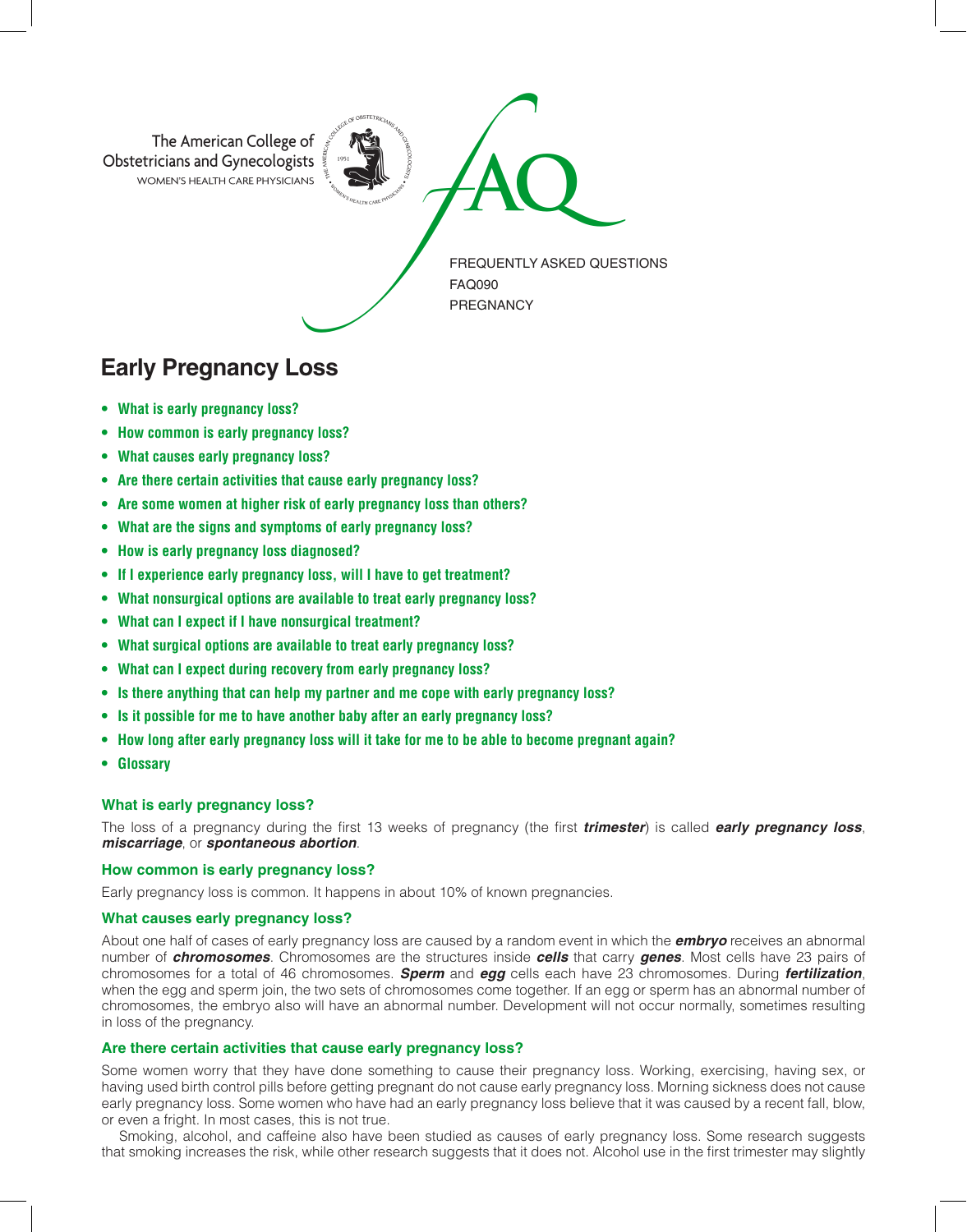The American College of Obstetricians and Gynecologists
WOMEN'S HEALTH CARE PHYSICIANS

FAQ

FREQUENTLY ASKED QUESTIONS
FAQ090
PREGNANCY

# Early Pregnancy Loss

- **What is early pregnancy loss?**
- **How common is early pregnancy loss?**
- **What causes early pregnancy loss?**
- **Are there certain activities that cause early pregnancy loss?**
- **Are some women at higher risk of early pregnancy loss than others?**
- **What are the signs and symptoms of early pregnancy loss?**
- **How is early pregnancy loss diagnosed?**
- **If I experience early pregnancy loss, will I have to get treatment?**
- **What nonsurgical options are available to treat early pregnancy loss?**
- **What can I expect if I have nonsurgical treatment?**
- **What surgical options are available to treat early pregnancy loss?**
- **What can I expect during recovery from early pregnancy loss?**
- **Is there anything that can help my partner and me cope with early pregnancy loss?**
- **Is it possible for me to have another baby after an early pregnancy loss?**
- **How long after early pregnancy loss will it take for me to be able to become pregnant again?**
- **Glossary**

### What is early pregnancy loss?

The loss of a pregnancy during the first 13 weeks of pregnancy (the first ***trimester***) is called ***early pregnancy loss***, ***miscarriage***, or ***spontaneous abortion***.

### How common is early pregnancy loss?

Early pregnancy loss is common. It happens in about 10% of known pregnancies.

### What causes early pregnancy loss?

About one half of cases of early pregnancy loss are caused by a random event in which the ***embryo*** receives an abnormal number of ***chromosomes***. Chromosomes are the structures inside ***cells*** that carry ***genes***. Most cells have 23 pairs of chromosomes for a total of 46 chromosomes. ***Sperm*** and ***egg*** cells each have 23 chromosomes. During ***fertilization***, when the egg and sperm join, the two sets of chromosomes come together. If an egg or sperm has an abnormal number of chromosomes, the embryo also will have an abnormal number. Development will not occur normally, sometimes resulting in loss of the pregnancy.

### Are there certain activities that cause early pregnancy loss?

Some women worry that they have done something to cause their pregnancy loss. Working, exercising, having sex, or having used birth control pills before getting pregnant do not cause early pregnancy loss. Morning sickness does not cause early pregnancy loss. Some women who have had an early pregnancy loss believe that it was caused by a recent fall, blow, or even a fright. In most cases, this is not true.

Smoking, alcohol, and caffeine also have been studied as causes of early pregnancy loss. Some research suggests that smoking increases the risk, while other research suggests that it does not. Alcohol use in the first trimester may slightly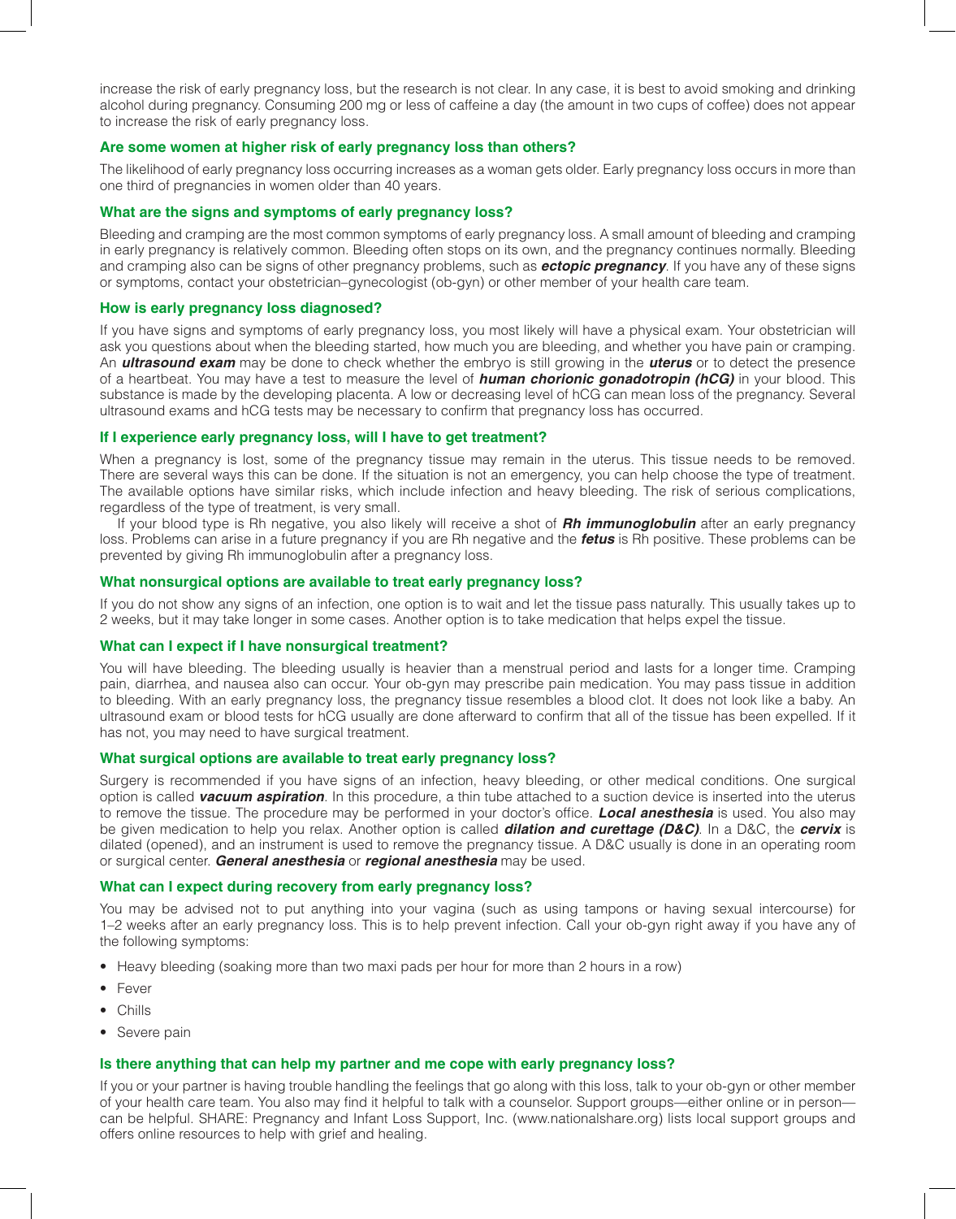increase the risk of early pregnancy loss, but the research is not clear. In any case, it is best to avoid smoking and drinking alcohol during pregnancy. Consuming 200 mg or less of caffeine a day (the amount in two cups of coffee) does not appear to increase the risk of early pregnancy loss.

### Are some women at higher risk of early pregnancy loss than others?

The likelihood of early pregnancy loss occurring increases as a woman gets older. Early pregnancy loss occurs in more than one third of pregnancies in women older than 40 years.

### What are the signs and symptoms of early pregnancy loss?

Bleeding and cramping are the most common symptoms of early pregnancy loss. A small amount of bleeding and cramping in early pregnancy is relatively common. Bleeding often stops on its own, and the pregnancy continues normally. Bleeding and cramping also can be signs of other pregnancy problems, such as ***ectopic pregnancy***. If you have any of these signs or symptoms, contact your obstetrician–gynecologist (ob-gyn) or other member of your health care team.

### How is early pregnancy loss diagnosed?

If you have signs and symptoms of early pregnancy loss, you most likely will have a physical exam. Your obstetrician will ask you questions about when the bleeding started, how much you are bleeding, and whether you have pain or cramping. An ***ultrasound exam*** may be done to check whether the embryo is still growing in the ***uterus*** or to detect the presence of a heartbeat. You may have a test to measure the level of ***human chorionic gonadotropin (hCG)*** in your blood. This substance is made by the developing placenta. A low or decreasing level of hCG can mean loss of the pregnancy. Several ultrasound exams and hCG tests may be necessary to confirm that pregnancy loss has occurred.

### If I experience early pregnancy loss, will I have to get treatment?

When a pregnancy is lost, some of the pregnancy tissue may remain in the uterus. This tissue needs to be removed. There are several ways this can be done. If the situation is not an emergency, you can help choose the type of treatment. The available options have similar risks, which include infection and heavy bleeding. The risk of serious complications, regardless of the type of treatment, is very small.

If your blood type is Rh negative, you also likely will receive a shot of ***Rh immunoglobulin*** after an early pregnancy loss. Problems can arise in a future pregnancy if you are Rh negative and the ***fetus*** is Rh positive. These problems can be prevented by giving Rh immunoglobulin after a pregnancy loss.

### What nonsurgical options are available to treat early pregnancy loss?

If you do not show any signs of an infection, one option is to wait and let the tissue pass naturally. This usually takes up to 2 weeks, but it may take longer in some cases. Another option is to take medication that helps expel the tissue.

### What can I expect if I have nonsurgical treatment?

You will have bleeding. The bleeding usually is heavier than a menstrual period and lasts for a longer time. Cramping pain, diarrhea, and nausea also can occur. Your ob-gyn may prescribe pain medication. You may pass tissue in addition to bleeding. With an early pregnancy loss, the pregnancy tissue resembles a blood clot. It does not look like a baby. An ultrasound exam or blood tests for hCG usually are done afterward to confirm that all of the tissue has been expelled. If it has not, you may need to have surgical treatment.

### What surgical options are available to treat early pregnancy loss?

Surgery is recommended if you have signs of an infection, heavy bleeding, or other medical conditions. One surgical option is called ***vacuum aspiration***. In this procedure, a thin tube attached to a suction device is inserted into the uterus to remove the tissue. The procedure may be performed in your doctor's office. ***Local anesthesia*** is used. You also may be given medication to help you relax. Another option is called ***dilation and curettage (D&C)***. In a D&C, the ***cervix*** is dilated (opened), and an instrument is used to remove the pregnancy tissue. A D&C usually is done in an operating room or surgical center. ***General anesthesia*** or ***regional anesthesia*** may be used.

### What can I expect during recovery from early pregnancy loss?

You may be advised not to put anything into your vagina (such as using tampons or having sexual intercourse) for 1–2 weeks after an early pregnancy loss. This is to help prevent infection. Call your ob-gyn right away if you have any of the following symptoms:

- Heavy bleeding (soaking more than two maxi pads per hour for more than 2 hours in a row)
- Fever
- Chills
- Severe pain

### Is there anything that can help my partner and me cope with early pregnancy loss?

If you or your partner is having trouble handling the feelings that go along with this loss, talk to your ob-gyn or other member of your health care team. You also may find it helpful to talk with a counselor. Support groups—either online or in person—can be helpful. SHARE: Pregnancy and Infant Loss Support, Inc. (www.nationalshare.org) lists local support groups and offers online resources to help with grief and healing.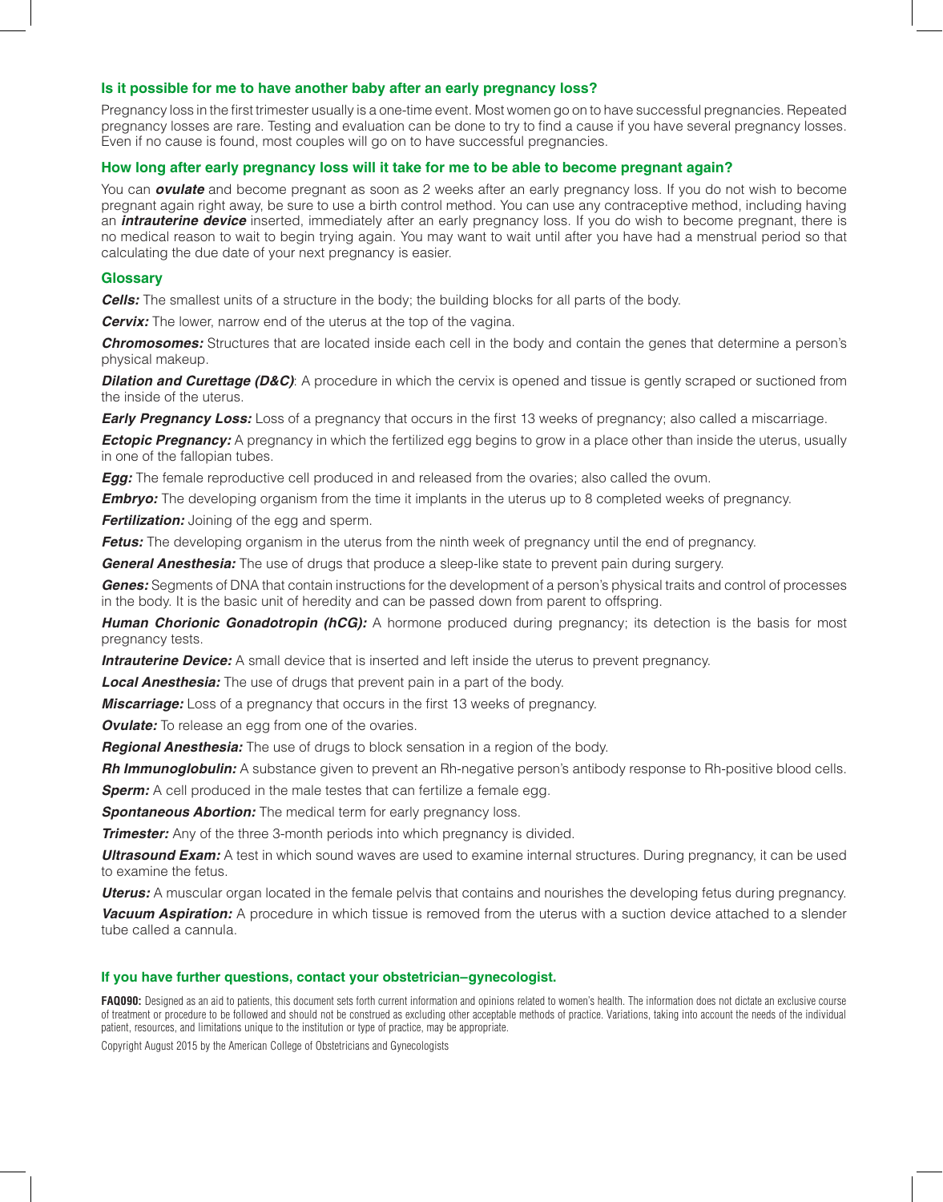### Is it possible for me to have another baby after an early pregnancy loss?

Pregnancy loss in the first trimester usually is a one-time event. Most women go on to have successful pregnancies. Repeated pregnancy losses are rare. Testing and evaluation can be done to try to find a cause if you have several pregnancy losses. Even if no cause is found, most couples will go on to have successful pregnancies.

### How long after early pregnancy loss will it take for me to be able to become pregnant again?

You can ***ovulate*** and become pregnant as soon as 2 weeks after an early pregnancy loss. If you do not wish to become pregnant again right away, be sure to use a birth control method. You can use any contraceptive method, including having an ***intrauterine device*** inserted, immediately after an early pregnancy loss. If you do wish to become pregnant, there is no medical reason to wait to begin trying again. You may want to wait until after you have had a menstrual period so that calculating the due date of your next pregnancy is easier.

### Glossary

***Cells:*** The smallest units of a structure in the body; the building blocks for all parts of the body.

***Cervix:*** The lower, narrow end of the uterus at the top of the vagina.

***Chromosomes:*** Structures that are located inside each cell in the body and contain the genes that determine a person's physical makeup.

***Dilation and Curettage (D&C)***: A procedure in which the cervix is opened and tissue is gently scraped or suctioned from the inside of the uterus.

***Early Pregnancy Loss:*** Loss of a pregnancy that occurs in the first 13 weeks of pregnancy; also called a miscarriage.

***Ectopic Pregnancy:*** A pregnancy in which the fertilized egg begins to grow in a place other than inside the uterus, usually in one of the fallopian tubes.

***Egg:*** The female reproductive cell produced in and released from the ovaries; also called the ovum.

***Embryo:*** The developing organism from the time it implants in the uterus up to 8 completed weeks of pregnancy.

***Fertilization:*** Joining of the egg and sperm.

***Fetus:*** The developing organism in the uterus from the ninth week of pregnancy until the end of pregnancy.

***General Anesthesia:*** The use of drugs that produce a sleep-like state to prevent pain during surgery.

***Genes:*** Segments of DNA that contain instructions for the development of a person's physical traits and control of processes in the body. It is the basic unit of heredity and can be passed down from parent to offspring.

***Human Chorionic Gonadotropin (hCG):*** A hormone produced during pregnancy; its detection is the basis for most pregnancy tests.

***Intrauterine Device:*** A small device that is inserted and left inside the uterus to prevent pregnancy.

***Local Anesthesia:*** The use of drugs that prevent pain in a part of the body.

***Miscarriage:*** Loss of a pregnancy that occurs in the first 13 weeks of pregnancy.

***Ovulate:*** To release an egg from one of the ovaries.

***Regional Anesthesia:*** The use of drugs to block sensation in a region of the body.

***Rh Immunoglobulin:*** A substance given to prevent an Rh-negative person's antibody response to Rh-positive blood cells.

***Sperm:*** A cell produced in the male testes that can fertilize a female egg.

***Spontaneous Abortion:*** The medical term for early pregnancy loss.

***Trimester:*** Any of the three 3-month periods into which pregnancy is divided.

***Ultrasound Exam:*** A test in which sound waves are used to examine internal structures. During pregnancy, it can be used to examine the fetus.

***Uterus:*** A muscular organ located in the female pelvis that contains and nourishes the developing fetus during pregnancy.

***Vacuum Aspiration:*** A procedure in which tissue is removed from the uterus with a suction device attached to a slender tube called a cannula.

**If you have further questions, contact your obstetrician–gynecologist.**

**FAQ090:** Designed as an aid to patients, this document sets forth current information and opinions related to women's health. The information does not dictate an exclusive course of treatment or procedure to be followed and should not be construed as excluding other acceptable methods of practice. Variations, taking into account the needs of the individual patient, resources, and limitations unique to the institution or type of practice, may be appropriate.

Copyright August 2015 by the American College of Obstetricians and Gynecologists